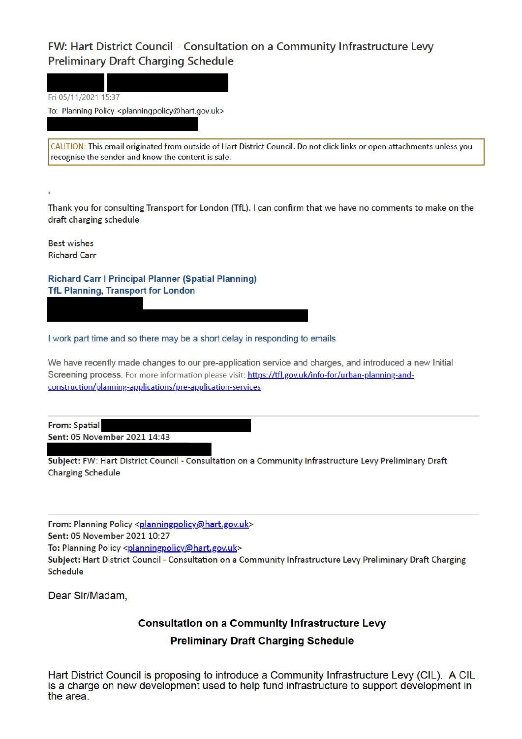# FW: Hart District Council - Consultation on a Community Infrastructure Levy Preliminary Draft Charging Schedule

Fri 05/11/2021 15:37

To: Planning Policy <planningpolicy@hart.gov.uk>

CAUTION: This email originated from outside of Hart District Council. Do not click links or open attachments unless you recognise the sender and know the content is safe.

'

Thank you for consulting Transport for London (TfL). I can confirm that we have no comments to make on the draft charging schedule

Best wishes
Richard Carr

**Richard Carr I Principal Planner (Spatial Planning)**
**TfL Planning, Transport for London**

I work part time and so there may be a short delay in responding to emails

We have recently made changes to our pre-application service and charges, and introduced a new Initial Screening process. For more information please visit: https://tfl.gov.uk/info-for/urban-planning-and-construction/planning-applications/pre-application-services

---

**From:** Spatial
**Sent:** 05 November 2021 14:43
**Subject:** FW: Hart District Council - Consultation on a Community Infrastructure Levy Preliminary Draft Charging Schedule

---

**From:** Planning Policy <planningpolicy@hart.gov.uk>
**Sent:** 05 November 2021 10:27
**To:** Planning Policy <planningpolicy@hart.gov.uk>
**Subject:** Hart District Council - Consultation on a Community Infrastructure Levy Preliminary Draft Charging Schedule

Dear Sir/Madam,

**Consultation on a Community Infrastructure Levy**

**Preliminary Draft Charging Schedule**

Hart District Council is proposing to introduce a Community Infrastructure Levy (CIL). A CIL is a charge on new development used to help fund infrastructure to support development in the area.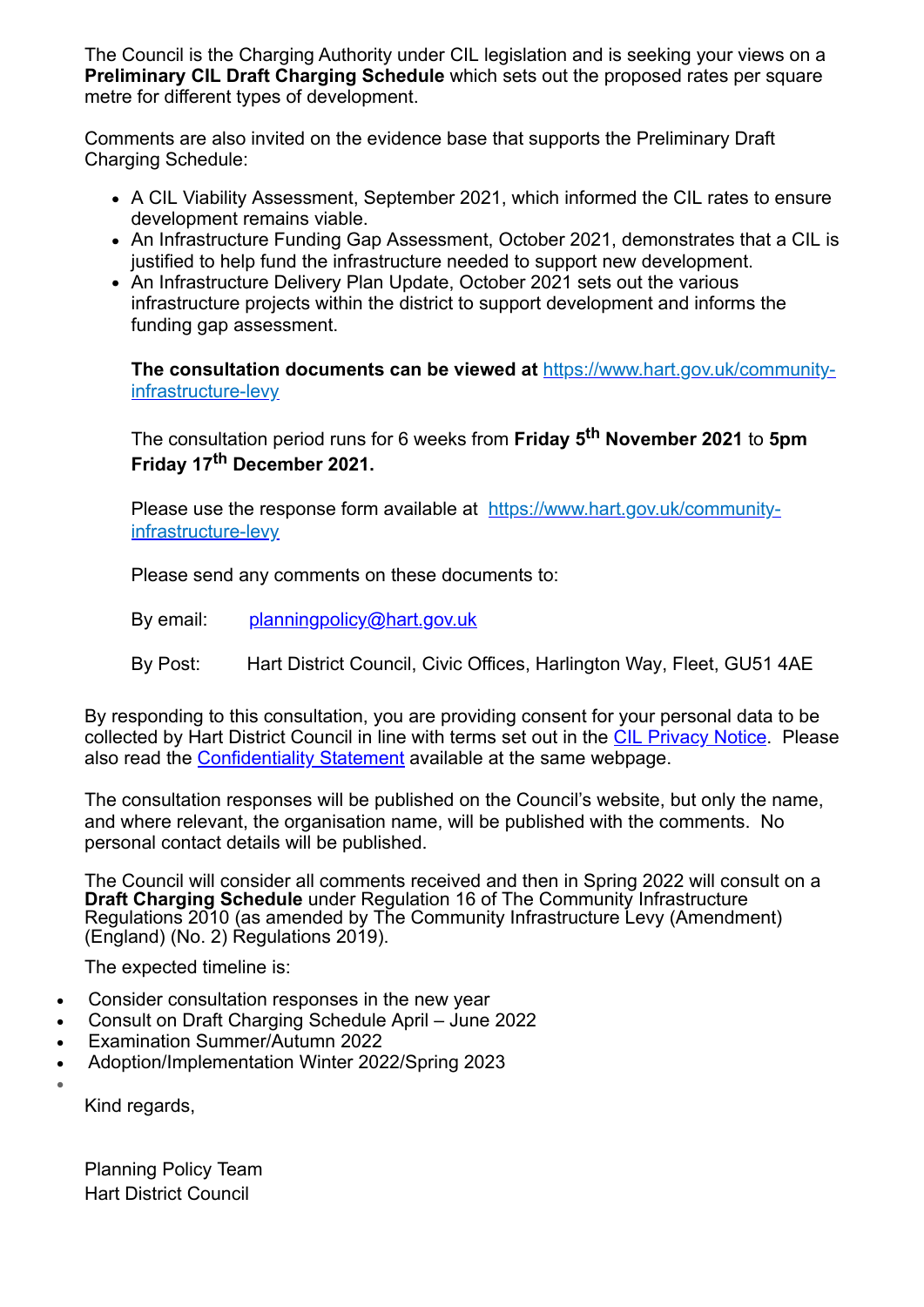The Council is the Charging Authority under CIL legislation and is seeking your views on a **Preliminary CIL Draft Charging Schedule** which sets out the proposed rates per square metre for different types of development.

Comments are also invited on the evidence base that supports the Preliminary Draft Charging Schedule:

- A CIL Viability Assessment, September 2021, which informed the CIL rates to ensure development remains viable.
- An Infrastructure Funding Gap Assessment, October 2021, demonstrates that a CIL is justified to help fund the infrastructure needed to support new development.
- An Infrastructure Delivery Plan Update, October 2021 sets out the various infrastructure projects within the district to support development and informs the funding gap assessment.

**The consultation documents can be viewed at** [https://www.hart.gov.uk/community-infrastructure-levy](https://www.hart.gov.uk/community-infrastructure-levy)

The consultation period runs for 6 weeks from **Friday 5th November 2021** to **5pm Friday 17th December 2021.**

Please use the response form available at [https://www.hart.gov.uk/community-infrastructure-levy](https://www.hart.gov.uk/community-infrastructure-levy)

Please send any comments on these documents to:

By email: planningpolicy@hart.gov.uk

By Post: Hart District Council, Civic Offices, Harlington Way, Fleet, GU51 4AE

By responding to this consultation, you are providing consent for your personal data to be collected by Hart District Council in line with terms set out in the CIL Privacy Notice. Please also read the Confidentiality Statement available at the same webpage.

The consultation responses will be published on the Council's website, but only the name, and where relevant, the organisation name, will be published with the comments. No personal contact details will be published.

The Council will consider all comments received and then in Spring 2022 will consult on a **Draft Charging Schedule** under Regulation 16 of The Community Infrastructure Regulations 2010 (as amended by The Community Infrastructure Levy (Amendment) (England) (No. 2) Regulations 2019).

The expected timeline is:

- Consider consultation responses in the new year
- Consult on Draft Charging Schedule April – June 2022
- Examination Summer/Autumn 2022
- Adoption/Implementation Winter 2022/Spring 2023

Kind regards,

Planning Policy Team
Hart District Council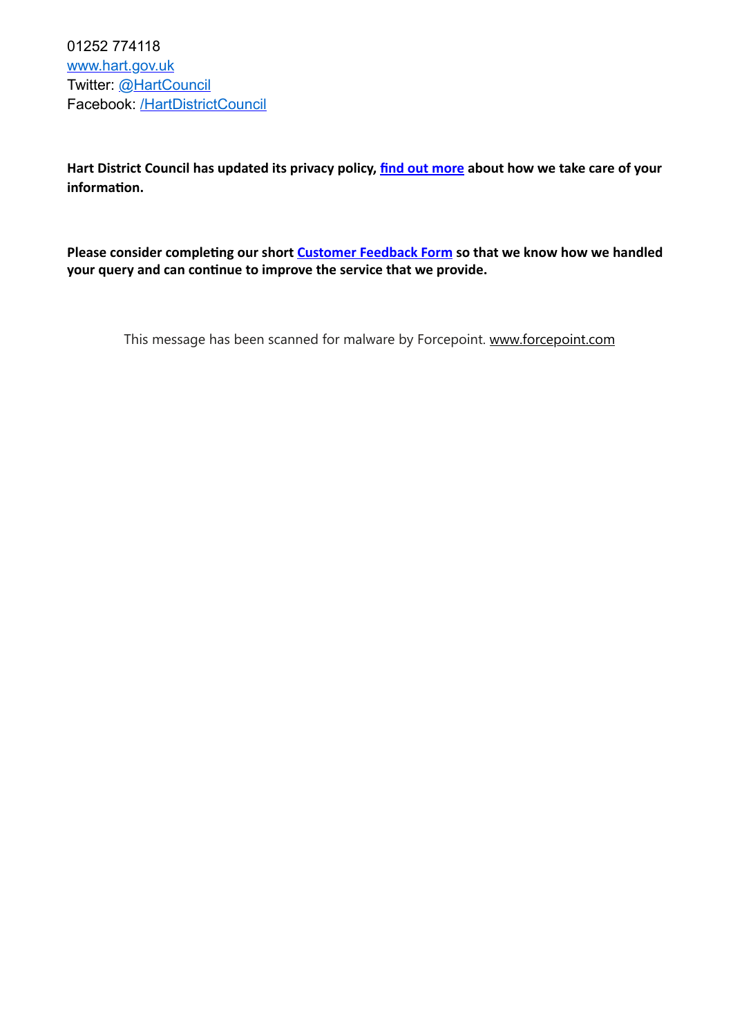01252 774118
[www.hart.gov.uk](www.hart.gov.uk)
Twitter: [@HartCouncil]()
Facebook: [/HartDistrictCouncil]()

**Hart District Council has updated its privacy policy, [find out more]() about how we take care of your information.**

**Please consider completing our short [Customer Feedback Form]() so that we know how we handled your query and can continue to improve the service that we provide.**

This message has been scanned for malware by Forcepoint. [www.forcepoint.com](www.forcepoint.com)